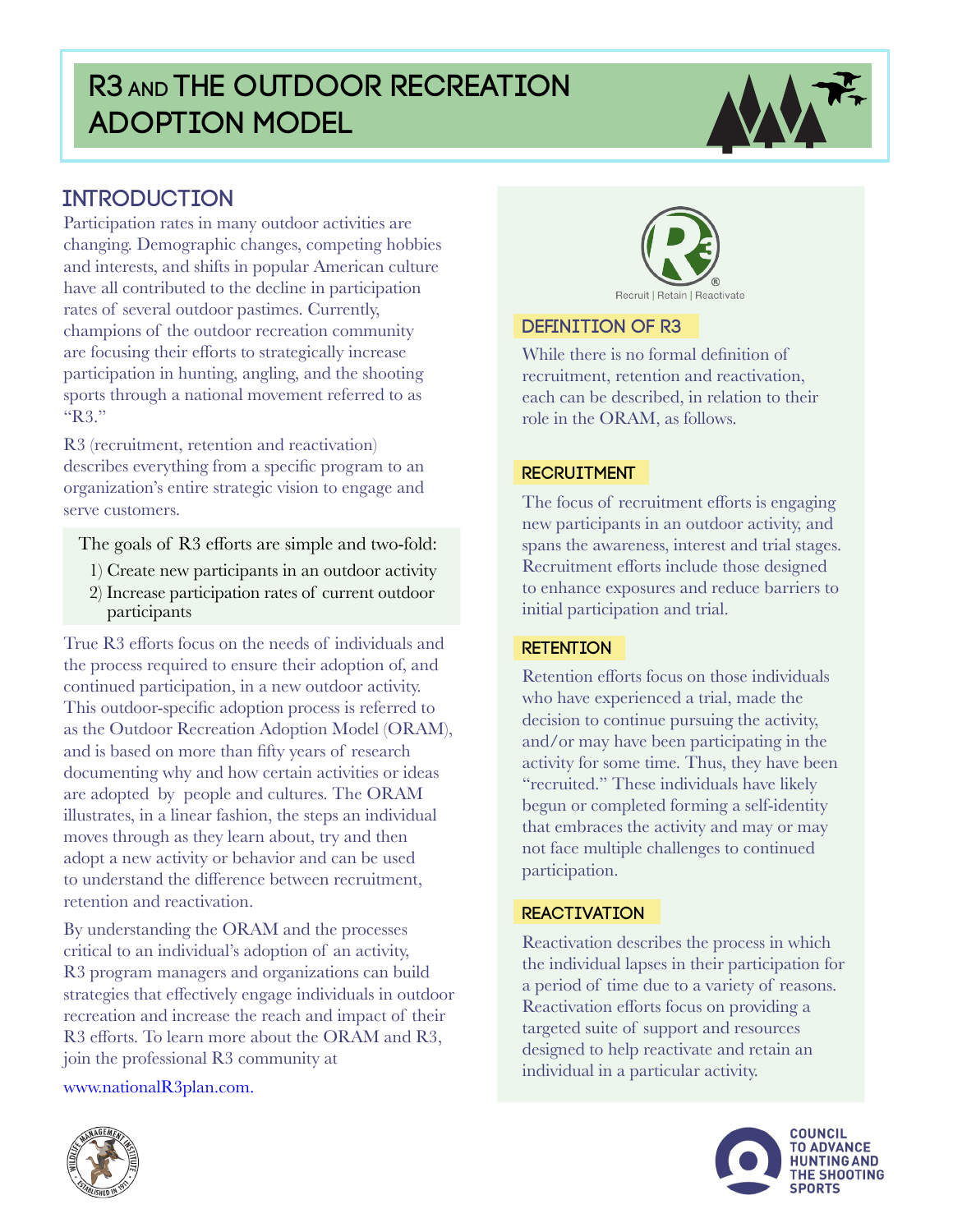# R3 and The Outdoor Recreation Adoption Model

## Introduction

Participation rates in many outdoor activities are changing. Demographic changes, competing hobbies and interests, and shifts in popular American culture have all contributed to the decline in participation rates of several outdoor pastimes. Currently, champions of the outdoor recreation community are focusing their efforts to strategically increase participation in hunting, angling, and the shooting sports through a national movement referred to as "R3."

R3 (recruitment, retention and reactivation) describes everything from a specific program to an organization's entire strategic vision to engage and serve customers.

The goals of R3 efforts are simple and two-fold:

1) Create new participants in an outdoor activity
2) Increase participation rates of current outdoor participants

True R3 efforts focus on the needs of individuals and the process required to ensure their adoption of, and continued participation, in a new outdoor activity. This outdoor-specific adoption process is referred to as the Outdoor Recreation Adoption Model (ORAM), and is based on more than fifty years of research documenting why and how certain activities or ideas are adopted by people and cultures. The ORAM illustrates, in a linear fashion, the steps an individual moves through as they learn about, try and then adopt a new activity or behavior and can be used to understand the difference between recruitment, retention and reactivation.

By understanding the ORAM and the processes critical to an individual's adoption of an activity, R3 program managers and organizations can build strategies that effectively engage individuals in outdoor recreation and increase the reach and impact of their R3 efforts. To learn more about the ORAM and R3, join the professional R3 community at

www.nationalR3plan.com.

Recruit | Retain | Reactivate

### Definition of R3

While there is no formal definition of recruitment, retention and reactivation, each can be described, in relation to their role in the ORAM, as follows.

### Recruitment

The focus of recruitment efforts is engaging new participants in an outdoor activity, and spans the awareness, interest and trial stages. Recruitment efforts include those designed to enhance exposures and reduce barriers to initial participation and trial.

### Retention

Retention efforts focus on those individuals who have experienced a trial, made the decision to continue pursuing the activity, and/or may have been participating in the activity for some time. Thus, they have been "recruited." These individuals have likely begun or completed forming a self-identity that embraces the activity and may or may not face multiple challenges to continued participation.

### Reactivation

Reactivation describes the process in which the individual lapses in their participation for a period of time due to a variety of reasons. Reactivation efforts focus on providing a targeted suite of support and resources designed to help reactivate and retain an individual in a particular activity.

Council to Advance Hunting and the Shooting Sports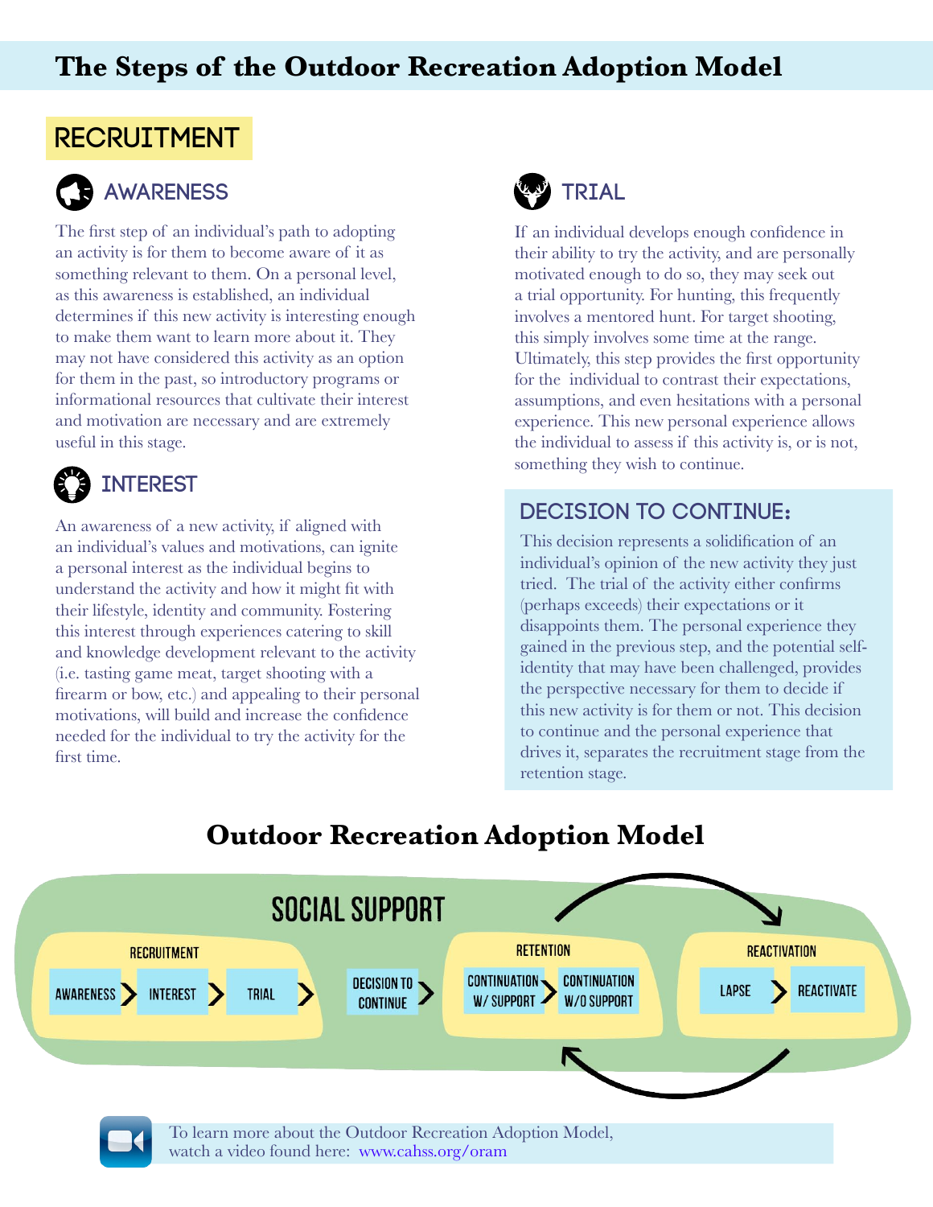# The Steps of the Outdoor Recreation Adoption Model

## RECRUITMENT

### AWARENESS

The first step of an individual's path to adopting an activity is for them to become aware of it as something relevant to them. On a personal level, as this awareness is established, an individual determines if this new activity is interesting enough to make them want to learn more about it. They may not have considered this activity as an option for them in the past, so introductory programs or informational resources that cultivate their interest and motivation are necessary and are extremely useful in this stage.

### INTEREST

An awareness of a new activity, if aligned with an individual's values and motivations, can ignite a personal interest as the individual begins to understand the activity and how it might fit with their lifestyle, identity and community. Fostering this interest through experiences catering to skill and knowledge development relevant to the activity (i.e. tasting game meat, target shooting with a firearm or bow, etc.) and appealing to their personal motivations, will build and increase the confidence needed for the individual to try the activity for the first time.

### TRIAL

If an individual develops enough confidence in their ability to try the activity, and are personally motivated enough to do so, they may seek out a trial opportunity. For hunting, this frequently involves a mentored hunt. For target shooting, this simply involves some time at the range. Ultimately, this step provides the first opportunity for the individual to contrast their expectations, assumptions, and even hesitations with a personal experience. This new personal experience allows the individual to assess if this activity is, or is not, something they wish to continue.

### DECISION TO CONTINUE:

This decision represents a solidification of an individual's opinion of the new activity they just tried. The trial of the activity either confirms (perhaps exceeds) their expectations or it disappoints them. The personal experience they gained in the previous step, and the potential self-identity that may have been challenged, provides the perspective necessary for them to decide if this new activity is for them or not. This decision to continue and the personal experience that drives it, separates the recruitment stage from the retention stage.

## Outdoor Recreation Adoption Model

SOCIAL SUPPORT

- RECRUITMENT: AWARENESS > INTEREST > TRIAL >
- DECISION TO CONTINUE >
- RETENTION: CONTINUATION W/ SUPPORT > CONTINUATION W/O SUPPORT
- REACTIVATION: LAPSE > REACTIVATE

To learn more about the Outdoor Recreation Adoption Model, watch a video found here: www.cahss.org/oram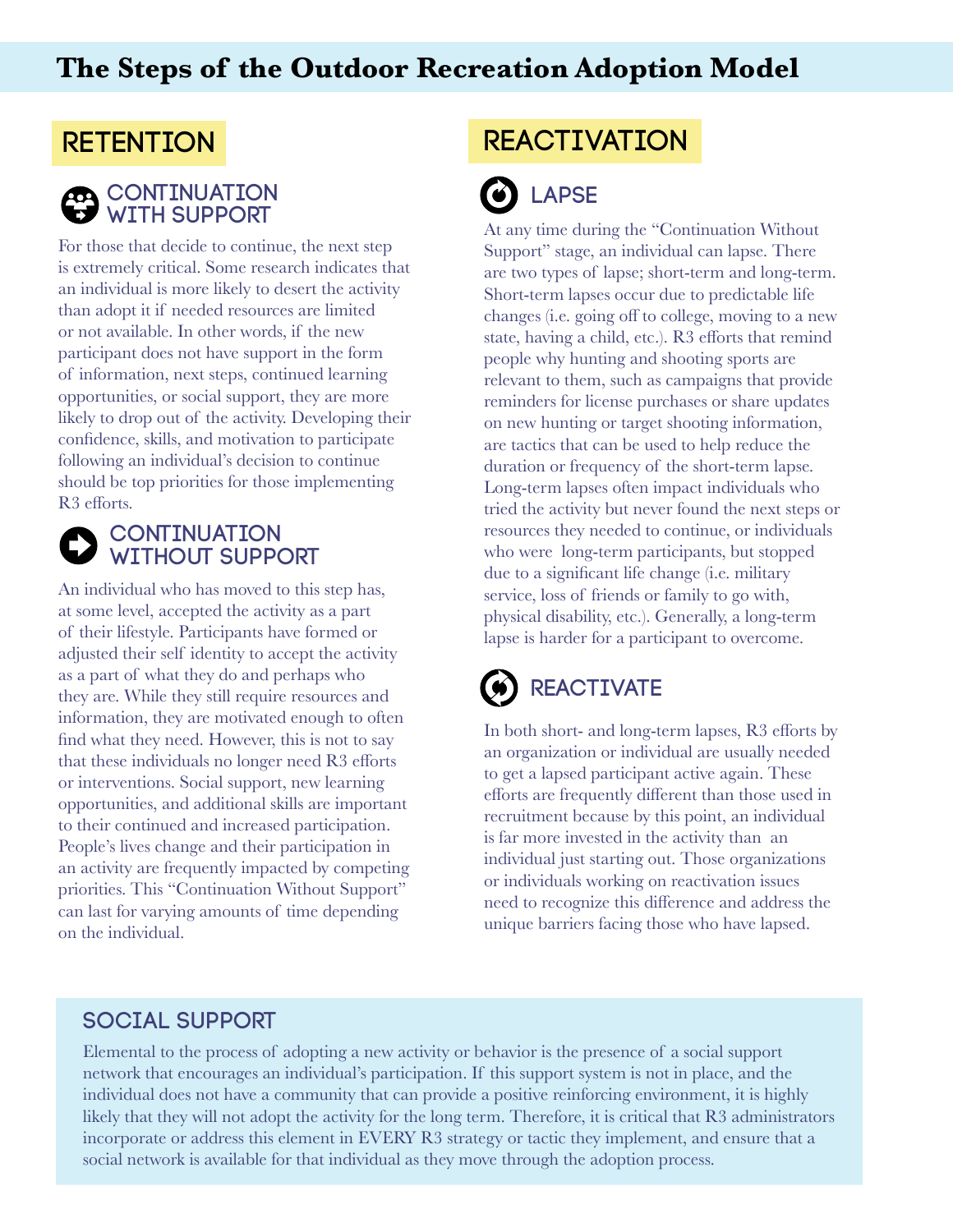# The Steps of the Outdoor Recreation Adoption Model

## RETENTION

### CONTINUATION WITH SUPPORT

For those that decide to continue, the next step is extremely critical. Some research indicates that an individual is more likely to desert the activity than adopt it if needed resources are limited or not available. In other words, if the new participant does not have support in the form of information, next steps, continued learning opportunities, or social support, they are more likely to drop out of the activity. Developing their confidence, skills, and motivation to participate following an individual's decision to continue should be top priorities for those implementing R3 efforts.

### CONTINUATION WITHOUT SUPPORT

An individual who has moved to this step has, at some level, accepted the activity as a part of their lifestyle. Participants have formed or adjusted their self identity to accept the activity as a part of what they do and perhaps who they are. While they still require resources and information, they are motivated enough to often find what they need. However, this is not to say that these individuals no longer need R3 efforts or interventions. Social support, new learning opportunities, and additional skills are important to their continued and increased participation. People's lives change and their participation in an activity are frequently impacted by competing priorities. This "Continuation Without Support" can last for varying amounts of time depending on the individual.

## REACTIVATION

### LAPSE

At any time during the "Continuation Without Support" stage, an individual can lapse. There are two types of lapse; short-term and long-term. Short-term lapses occur due to predictable life changes (i.e. going off to college, moving to a new state, having a child, etc.). R3 efforts that remind people why hunting and shooting sports are relevant to them, such as campaigns that provide reminders for license purchases or share updates on new hunting or target shooting information, are tactics that can be used to help reduce the duration or frequency of the short-term lapse. Long-term lapses often impact individuals who tried the activity but never found the next steps or resources they needed to continue, or individuals who were long-term participants, but stopped due to a significant life change (i.e. military service, loss of friends or family to go with, physical disability, etc.). Generally, a long-term lapse is harder for a participant to overcome.

### REACTIVATE

In both short- and long-term lapses, R3 efforts by an organization or individual are usually needed to get a lapsed participant active again. These efforts are frequently different than those used in recruitment because by this point, an individual is far more invested in the activity than an individual just starting out. Those organizations or individuals working on reactivation issues need to recognize this difference and address the unique barriers facing those who have lapsed.

### SOCIAL SUPPORT

Elemental to the process of adopting a new activity or behavior is the presence of a social support network that encourages an individual's participation. If this support system is not in place, and the individual does not have a community that can provide a positive reinforcing environment, it is highly likely that they will not adopt the activity for the long term. Therefore, it is critical that R3 administrators incorporate or address this element in EVERY R3 strategy or tactic they implement, and ensure that a social network is available for that individual as they move through the adoption process.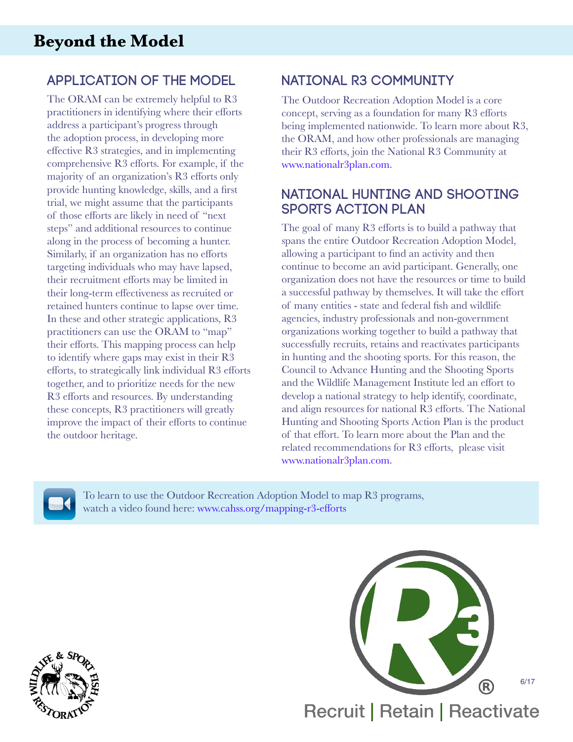# Beyond the Model

## APPLICATION OF THE MODEL

The ORAM can be extremely helpful to R3 practitioners in identifying where their efforts address a participant's progress through the adoption process, in developing more effective R3 strategies, and in implementing comprehensive R3 efforts. For example, if the majority of an organization's R3 efforts only provide hunting knowledge, skills, and a first trial, we might assume that the participants of those efforts are likely in need of "next steps" and additional resources to continue along in the process of becoming a hunter. Similarly, if an organization has no efforts targeting individuals who may have lapsed, their recruitment efforts may be limited in their long-term effectiveness as recruited or retained hunters continue to lapse over time. In these and other strategic applications, R3 practitioners can use the ORAM to "map" their efforts. This mapping process can help to identify where gaps may exist in their R3 efforts, to strategically link individual R3 efforts together, and to prioritize needs for the new R3 efforts and resources. By understanding these concepts, R3 practitioners will greatly improve the impact of their efforts to continue the outdoor heritage.

## NATIONAL R3 COMMUNITY

The Outdoor Recreation Adoption Model is a core concept, serving as a foundation for many R3 efforts being implemented nationwide. To learn more about R3, the ORAM, and how other professionals are managing their R3 efforts, join the National R3 Community at www.nationalr3plan.com.

## NATIONAL HUNTING AND SHOOTING SPORTS ACTION PLAN

The goal of many R3 efforts is to build a pathway that spans the entire Outdoor Recreation Adoption Model, allowing a participant to find an activity and then continue to become an avid participant. Generally, one organization does not have the resources or time to build a successful pathway by themselves. It will take the effort of many entities - state and federal fish and wildlife agencies, industry professionals and non-government organizations working together to build a pathway that successfully recruits, retains and reactivates participants in hunting and the shooting sports. For this reason, the Council to Advance Hunting and the Shooting Sports and the Wildlife Management Institute led an effort to develop a national strategy to help identify, coordinate, and align resources for national R3 efforts. The National Hunting and Shooting Sports Action Plan is the product of that effort. To learn more about the Plan and the related recommendations for R3 efforts, please visit www.nationalr3plan.com.

To learn to use the Outdoor Recreation Adoption Model to map R3 programs, watch a video found here: www.cahss.org/mapping-r3-efforts

WILDLIFE & SPORT FISH RESTORATION

Recruit | Retain | Reactivate

6/17